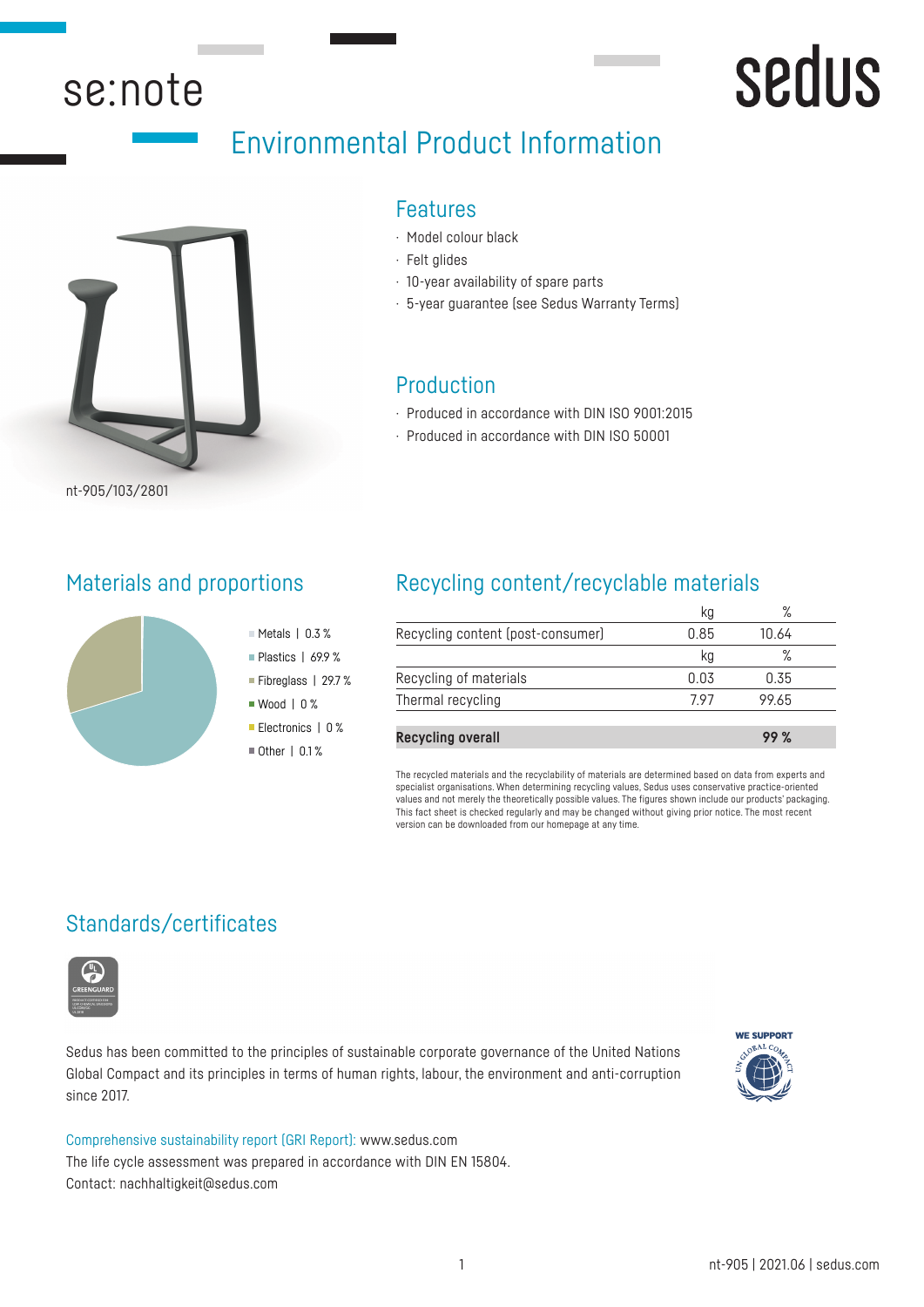se:note

sedus

# Environmental Product Information

nt-905/103/2801

## Features

- Model colour black
- Felt glides
- 10-year availability of spare parts
- 5-year guarantee (see Sedus Warranty Terms)

## Production

- Produced in accordance with DIN ISO 9001:2015
- Produced in accordance with DIN ISO 50001

## Materials and proportions

Metals | 0.3 %
Plastics | 69.9 %
Fibreglass | 29.7 %
Wood | 0 %
Electronics | 0 %
Other | 0.1 %

## Recycling content/recyclable materials

| | kg | % |
|---|---|---|
| Recycling content (post-consumer) | 0.85 | 10.64 |
| | kg | % |
| Recycling of materials | 0.03 | 0.35 |
| Thermal recycling | 7.97 | 99.65 |
| **Recycling overall** | | **99 %** |

The recycled materials and the recyclability of materials are determined based on data from experts and specialist organisations. When determining recycling values, Sedus uses conservative practice-oriented values and not merely the theoretically possible values. The figures shown include our products' packaging. This fact sheet is checked regularly and may be changed without giving prior notice. The most recent version can be downloaded from our homepage at any time.

## Standards/certificates

GREENGUARD

Sedus has been committed to the principles of sustainable corporate governance of the United Nations Global Compact and its principles in terms of human rights, labour, the environment and anti-corruption since 2017.

WE SUPPORT UN GLOBAL COMPACT

Comprehensive sustainability report (GRI Report): www.sedus.com
The life cycle assessment was prepared in accordance with DIN EN 15804.
Contact: nachhaltigkeit@sedus.com

nt-905 | 2021.06 | sedus.com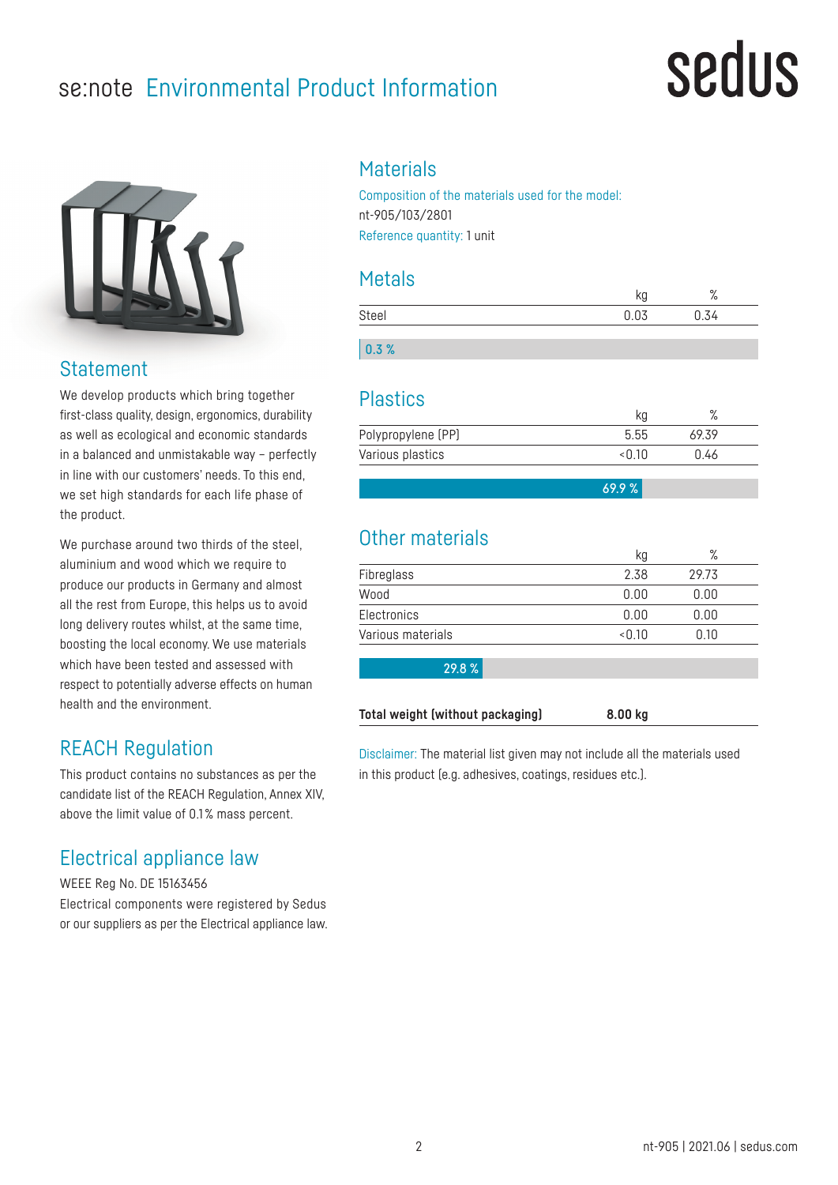# se:note Environmental Product Information

## Statement

We develop products which bring together first-class quality, design, ergonomics, durability as well as ecological and economic standards in a balanced and unmistakable way – perfectly in line with our customers' needs. To this end, we set high standards for each life phase of the product.

We purchase around two thirds of the steel, aluminium and wood which we require to produce our products in Germany and almost all the rest from Europe, this helps us to avoid long delivery routes whilst, at the same time, boosting the local economy. We use materials which have been tested and assessed with respect to potentially adverse effects on human health and the environment.

## REACH Regulation

This product contains no substances as per the candidate list of the REACH Regulation, Annex XIV, above the limit value of 0.1% mass percent.

## Electrical appliance law

WEEE Reg No. DE 15163456
Electrical components were registered by Sedus or our suppliers as per the Electrical appliance law.

## Materials

Composition of the materials used for the model:
nt-905/103/2801
Reference quantity: 1 unit

### Metals

| | kg | % |
|---|---|---|
| Steel | 0.03 | 0.34 |

0.3 %

### Plastics

| | kg | % |
|---|---|---|
| Polypropylene (PP) | 5.55 | 69.39 |
| Various plastics | <0.10 | 0.46 |

69.9 %

### Other materials

| | kg | % |
|---|---|---|
| Fibreglass | 2.38 | 29.73 |
| Wood | 0.00 | 0.00 |
| Electronics | 0.00 | 0.00 |
| Various materials | <0.10 | 0.10 |

29.8 %

**Total weight (without packaging) 8.00 kg**

Disclaimer: The material list given may not include all the materials used in this product (e.g. adhesives, coatings, residues etc.).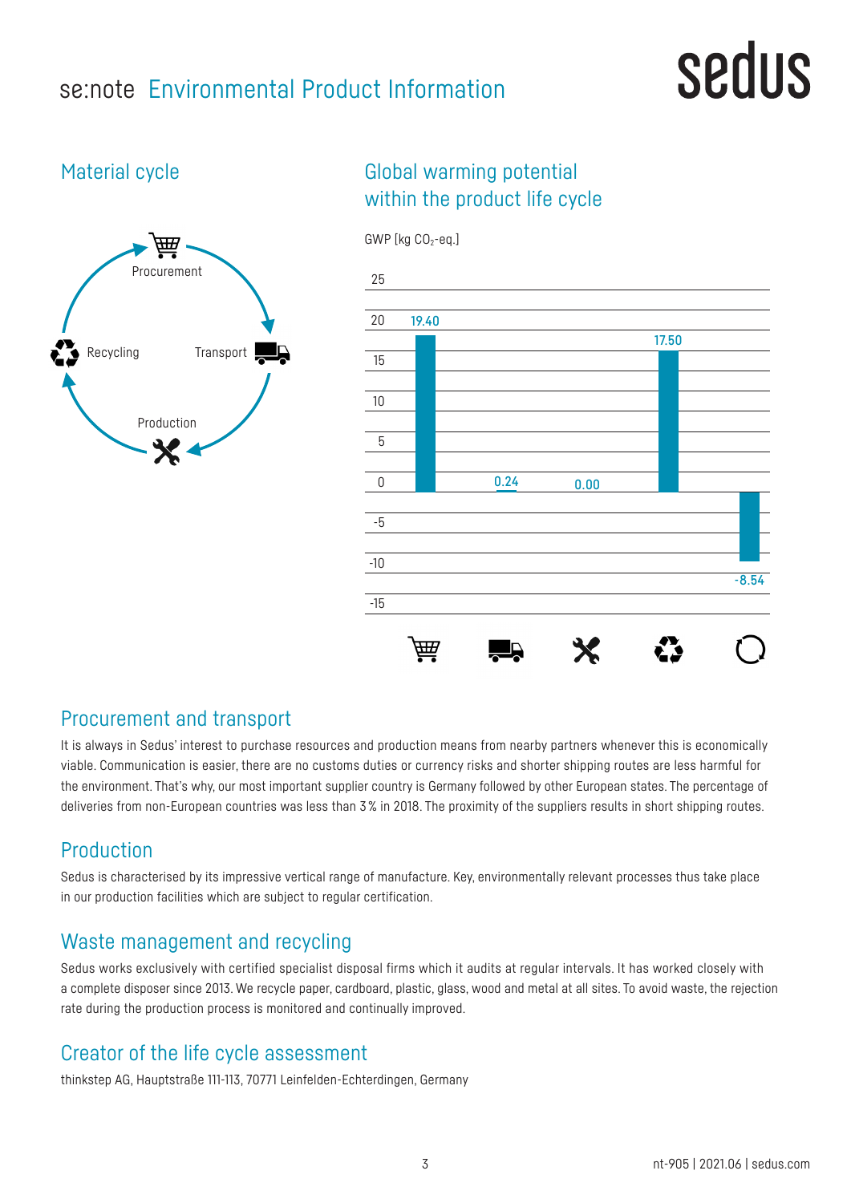# se:note Environmental Product Information

## Material cycle

Procurement

Transport

Production

Recycling

## Global warming potential within the product life cycle

GWP [kg $CO_2$-eq.]

25

20

15

10

5

0

-5

-10

-15

19.40

0.24

0.00

17.50

-8.54

## Procurement and transport

It is always in Sedus' interest to purchase resources and production means from nearby partners whenever this is economically viable. Communication is easier, there are no customs duties or currency risks and shorter shipping routes are less harmful for the environment. That's why, our most important supplier country is Germany followed by other European states. The percentage of deliveries from non-European countries was less than 3 % in 2018. The proximity of the suppliers results in short shipping routes.

## Production

Sedus is characterised by its impressive vertical range of manufacture. Key, environmentally relevant processes thus take place in our production facilities which are subject to regular certification.

## Waste management and recycling

Sedus works exclusively with certified specialist disposal firms which it audits at regular intervals. It has worked closely with a complete disposer since 2013. We recycle paper, cardboard, plastic, glass, wood and metal at all sites. To avoid waste, the rejection rate during the production process is monitored and continually improved.

## Creator of the life cycle assessment

thinkstep AG, Hauptstraße 111-113, 70771 Leinfelden-Echterdingen, Germany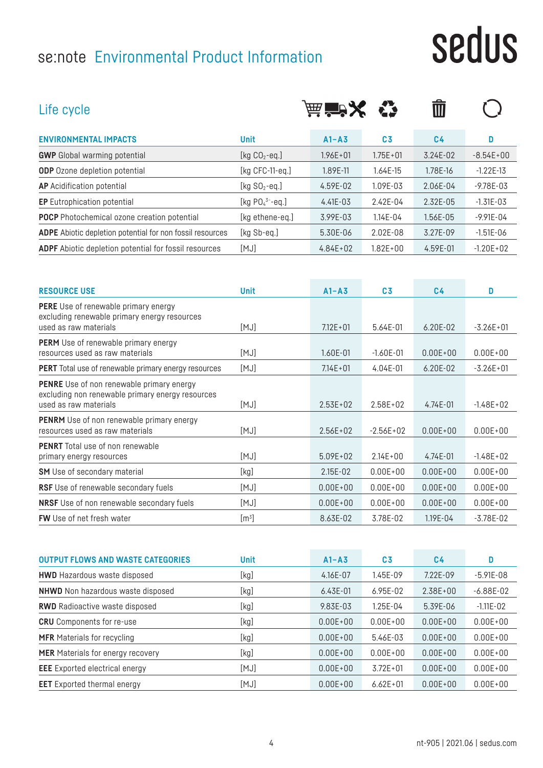# se:note Environmental Product Information

sedus

## Life cycle

| ENVIRONMENTAL IMPACTS | Unit | A1–A3 | C3 | C4 | D |
|---|---|---|---|---|---|
| **GWP** Global warming potential | [kg $CO_2$-eq.] | 1.96E+01 | 1.75E+01 | 3.24E-02 | -8.54E+00 |
| **ODP** Ozone depletion potential | [kg CFC-11-eq.] | 1.89E-11 | 1.64E-15 | 1.78E-16 | -1.22E-13 |
| **AP** Acidification potential | [kg $SO_2$-eq.] | 4.59E-02 | 1.09E-03 | 2.06E-04 | -9.78E-03 |
| **EP** Eutrophication potential | [kg $PO_4^{3-}$-eq.] | 4.41E-03 | 2.42E-04 | 2.32E-05 | -1.31E-03 |
| **POCP** Photochemical ozone creation potential | [kg ethene-eq.] | 3.99E-03 | 1.14E-04 | 1.56E-05 | -9.91E-04 |
| **ADPE** Abiotic depletion potential for non fossil resources | [kg Sb-eq.] | 5.30E-06 | 2.02E-08 | 3.27E-09 | -1.51E-06 |
| **ADPF** Abiotic depletion potential for fossil resources | [MJ] | 4.84E+02 | 1.82E+00 | 4.59E-01 | -1.20E+02 |

| RESOURCE USE | Unit | A1–A3 | C3 | C4 | D |
|---|---|---|---|---|---|
| **PERE** Use of renewable primary energy excluding renewable primary energy resources used as raw materials | [MJ] | 7.12E+01 | 5.64E-01 | 6.20E-02 | -3.26E+01 |
| **PERM** Use of renewable primary energy resources used as raw materials | [MJ] | 1.60E-01 | -1.60E-01 | 0.00E+00 | 0.00E+00 |
| **PERT** Total use of renewable primary energy resources | [MJ] | 7.14E+01 | 4.04E-01 | 6.20E-02 | -3.26E+01 |
| **PENRE** Use of non renewable primary energy excluding non renewable primary energy resources used as raw materials | [MJ] | 2.53E+02 | 2.58E+02 | 4.74E-01 | -1.48E+02 |
| **PENRM** Use of non renewable primary energy resources used as raw materials | [MJ] | 2.56E+02 | -2.56E+02 | 0.00E+00 | 0.00E+00 |
| **PENRT** Total use of non renewable primary energy resources | [MJ] | 5.09E+02 | 2.14E+00 | 4.74E-01 | -1.48E+02 |
| **SM** Use of secondary material | [kg] | 2.15E-02 | 0.00E+00 | 0.00E+00 | 0.00E+00 |
| **RSF** Use of renewable secondary fuels | [MJ] | 0.00E+00 | 0.00E+00 | 0.00E+00 | 0.00E+00 |
| **NRSF** Use of non renewable secondary fuels | [MJ] | 0.00E+00 | 0.00E+00 | 0.00E+00 | 0.00E+00 |
| **FW** Use of net fresh water | [$m^3$] | 8.63E-02 | 3.78E-02 | 1.19E-04 | -3.78E-02 |

| OUTPUT FLOWS AND WASTE CATEGORIES | Unit | A1–A3 | C3 | C4 | D |
|---|---|---|---|---|---|
| **HWD** Hazardous waste disposed | [kg] | 4.16E-07 | 1.45E-09 | 7.22E-09 | -5.91E-08 |
| **NHWD** Non hazardous waste disposed | [kg] | 6.43E-01 | 6.95E-02 | 2.38E+00 | -6.88E-02 |
| **RWD** Radioactive waste disposed | [kg] | 9.83E-03 | 1.25E-04 | 5.39E-06 | -1.11E-02 |
| **CRU** Components for re-use | [kg] | 0.00E+00 | 0.00E+00 | 0.00E+00 | 0.00E+00 |
| **MFR** Materials for recycling | [kg] | 0.00E+00 | 5.46E-03 | 0.00E+00 | 0.00E+00 |
| **MER** Materials for energy recovery | [kg] | 0.00E+00 | 0.00E+00 | 0.00E+00 | 0.00E+00 |
| **EEE** Exported electrical energy | [MJ] | 0.00E+00 | 3.72E+01 | 0.00E+00 | 0.00E+00 |
| **EET** Exported thermal energy | [MJ] | 0.00E+00 | 6.62E+01 | 0.00E+00 | 0.00E+00 |

nt-905 | 2021.06 | sedus.com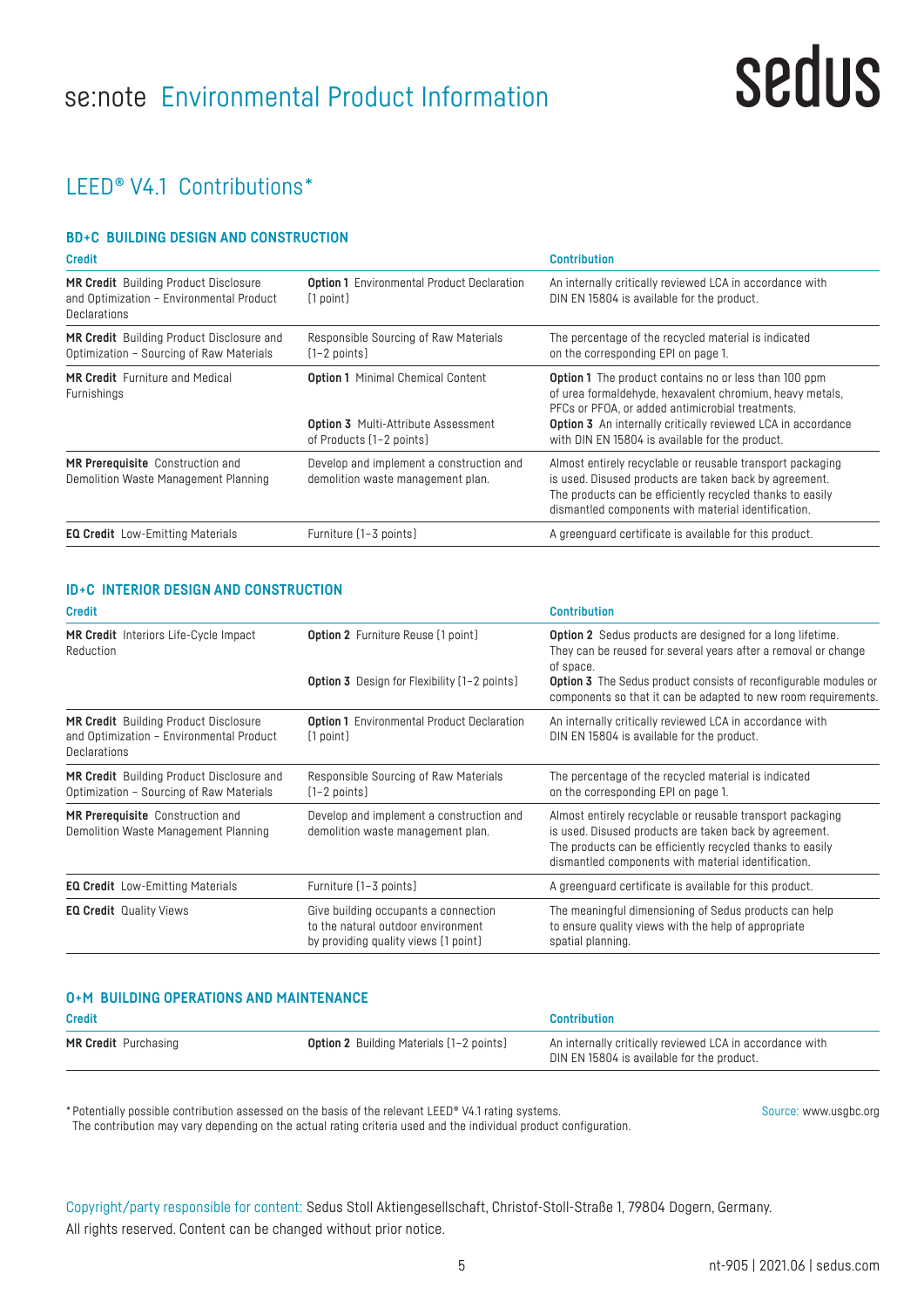# se:note Environmental Product Information

sedus

## LEED® V4.1 Contributions*

### BD+C BUILDING DESIGN AND CONSTRUCTION

| Credit | | Contribution |
|---|---|---|
| **MR Credit** Building Product Disclosure and Optimization – Environmental Product Declarations | **Option 1** Environmental Product Declaration (1 point) | An internally critically reviewed LCA in accordance with DIN EN 15804 is available for the product. |
| **MR Credit** Building Product Disclosure and Optimization – Sourcing of Raw Materials | Responsible Sourcing of Raw Materials (1–2 points) | The percentage of the recycled material is indicated on the corresponding EPI on page 1. |
| **MR Credit** Furniture and Medical Furnishings | **Option 1** Minimal Chemical Content<br><br>**Option 3** Multi-Attribute Assessment of Products (1–2 points) | **Option 1** The product contains no or less than 100 ppm of urea formaldehyde, hexavalent chromium, heavy metals, PFCs or PFOA, or added antimicrobial treatments.<br>**Option 3** An internally critically reviewed LCA in accordance with DIN EN 15804 is available for the product. |
| **MR Prerequisite** Construction and Demolition Waste Management Planning | Develop and implement a construction and demolition waste management plan. | Almost entirely recyclable or reusable transport packaging is used. Disused products are taken back by agreement. The products can be efficiently recycled thanks to easily dismantled components with material identification. |
| **EQ Credit** Low-Emitting Materials | Furniture (1–3 points) | A greenguard certificate is available for this product. |

### ID+C INTERIOR DESIGN AND CONSTRUCTION

| Credit | | Contribution |
|---|---|---|
| **MR Credit** Interiors Life-Cycle Impact Reduction | **Option 2** Furniture Reuse (1 point)<br><br>**Option 3** Design for Flexibility (1–2 points) | **Option 2** Sedus products are designed for a long lifetime. They can be reused for several years after a removal or change of space.<br>**Option 3** The Sedus product consists of reconfigurable modules or components so that it can be adapted to new room requirements. |
| **MR Credit** Building Product Disclosure and Optimization – Environmental Product Declarations | **Option 1** Environmental Product Declaration (1 point) | An internally critically reviewed LCA in accordance with DIN EN 15804 is available for the product. |
| **MR Credit** Building Product Disclosure and Optimization – Sourcing of Raw Materials | Responsible Sourcing of Raw Materials (1–2 points) | The percentage of the recycled material is indicated on the corresponding EPI on page 1. |
| **MR Prerequisite** Construction and Demolition Waste Management Planning | Develop and implement a construction and demolition waste management plan. | Almost entirely recyclable or reusable transport packaging is used. Disused products are taken back by agreement. The products can be efficiently recycled thanks to easily dismantled components with material identification. |
| **EQ Credit** Low-Emitting Materials | Furniture (1–3 points) | A greenguard certificate is available for this product. |
| **EQ Credit** Quality Views | Give building occupants a connection to the natural outdoor environment by providing quality views (1 point) | The meaningful dimensioning of Sedus products can help to ensure quality views with the help of appropriate spatial planning. |

### O+M BUILDING OPERATIONS AND MAINTENANCE

| Credit | | Contribution |
|---|---|---|
| **MR Credit** Purchasing | **Option 2** Building Materials (1–2 points) | An internally critically reviewed LCA in accordance with DIN EN 15804 is available for the product. |

* Potentially possible contribution assessed on the basis of the relevant LEED® V4.1 rating systems.
The contribution may vary depending on the actual rating criteria used and the individual product configuration.

Source: www.usgbc.org

Copyright/party responsible for content: Sedus Stoll Aktiengesellschaft, Christof-Stoll-Straße 1, 79804 Dogern, Germany.
All rights reserved. Content can be changed without prior notice.

nt-905 | 2021.06 | sedus.com